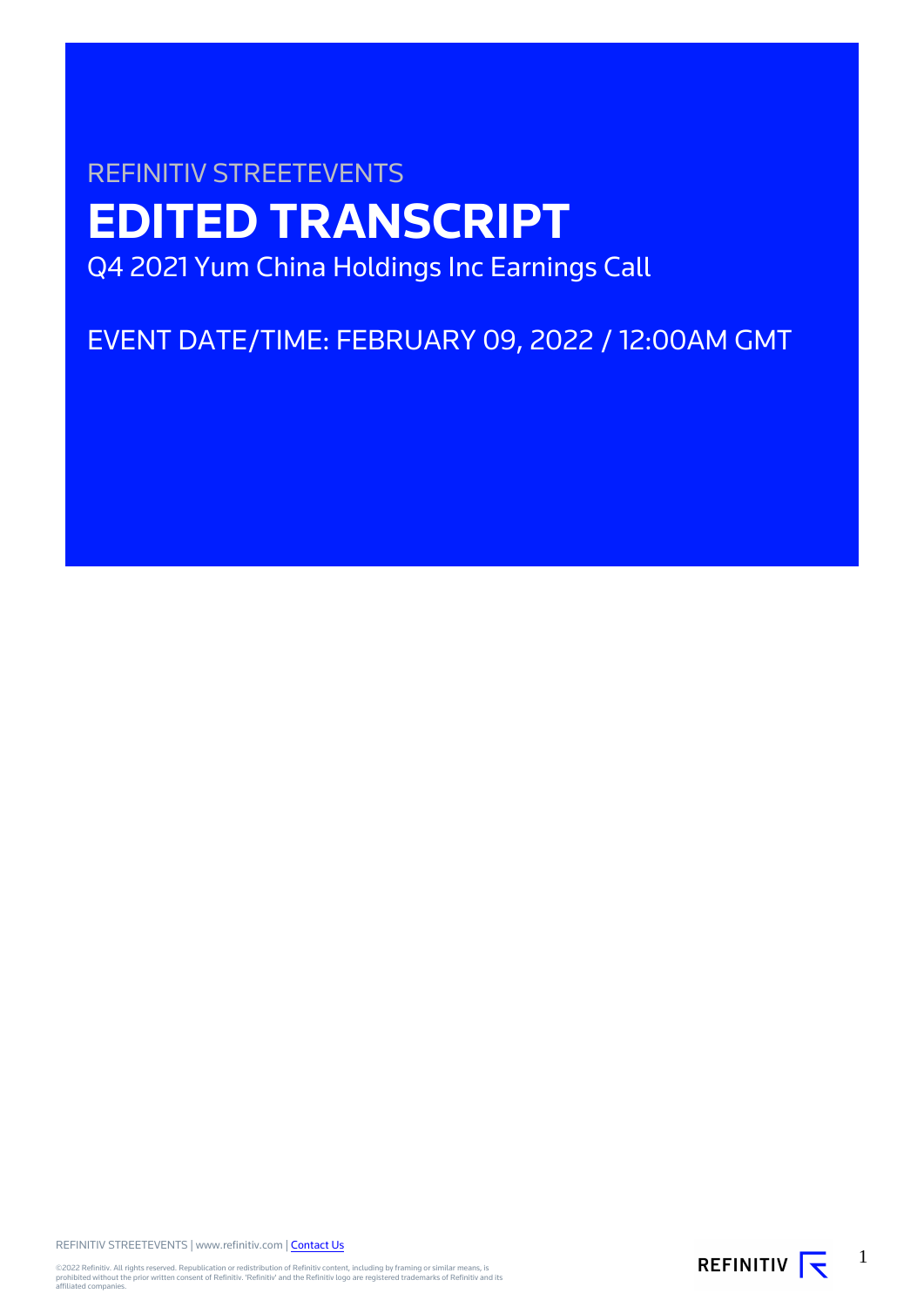REFINITIV STREETEVENTS

# EDITED TRANSCRIPT

Q4 2021 Yum China Holdings Inc Earnings Call

EVENT DATE/TIME: FEBRUARY 09, 2022 / 12:00AM GMT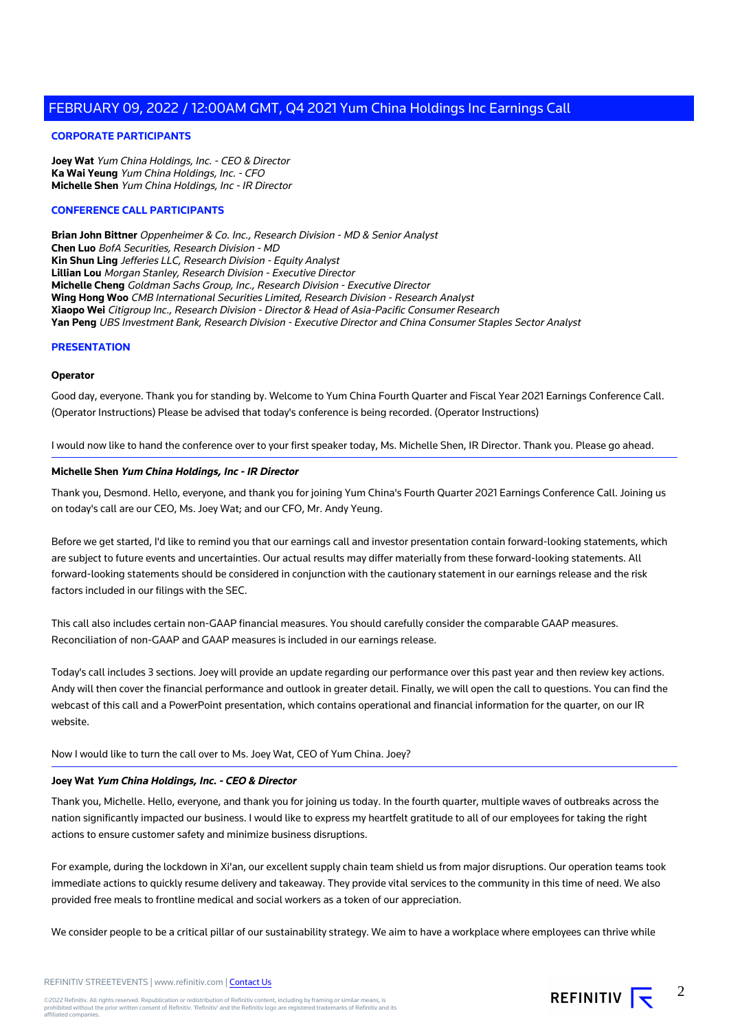# FEBRUARY 09, 2022 / 12:00AM GMT, Q4 2021 Yum China Holdings Inc Earnings Call

## CORPORATE PARTICIPANTS

**Joey Wat** *Yum China Holdings, Inc. - CEO & Director*
**Ka Wai Yeung** *Yum China Holdings, Inc. - CFO*
**Michelle Shen** *Yum China Holdings, Inc - IR Director*

## CONFERENCE CALL PARTICIPANTS

**Brian John Bittner** *Oppenheimer & Co. Inc., Research Division - MD & Senior Analyst*
**Chen Luo** *BofA Securities, Research Division - MD*
**Kin Shun Ling** *Jefferies LLC, Research Division - Equity Analyst*
**Lillian Lou** *Morgan Stanley, Research Division - Executive Director*
**Michelle Cheng** *Goldman Sachs Group, Inc., Research Division - Executive Director*
**Wing Hong Woo** *CMB International Securities Limited, Research Division - Research Analyst*
**Xiaopo Wei** *Citigroup Inc., Research Division - Director & Head of Asia-Pacific Consumer Research*
**Yan Peng** *UBS Investment Bank, Research Division - Executive Director and China Consumer Staples Sector Analyst*

## PRESENTATION

**Operator**

Good day, everyone. Thank you for standing by. Welcome to Yum China Fourth Quarter and Fiscal Year 2021 Earnings Conference Call. (Operator Instructions) Please be advised that today's conference is being recorded. (Operator Instructions)

I would now like to hand the conference over to your first speaker today, Ms. Michelle Shen, IR Director. Thank you. Please go ahead.

---

**Michelle Shen** ***Yum China Holdings, Inc - IR Director***

Thank you, Desmond. Hello, everyone, and thank you for joining Yum China's Fourth Quarter 2021 Earnings Conference Call. Joining us on today's call are our CEO, Ms. Joey Wat; and our CFO, Mr. Andy Yeung.

Before we get started, I'd like to remind you that our earnings call and investor presentation contain forward-looking statements, which are subject to future events and uncertainties. Our actual results may differ materially from these forward-looking statements. All forward-looking statements should be considered in conjunction with the cautionary statement in our earnings release and the risk factors included in our filings with the SEC.

This call also includes certain non-GAAP financial measures. You should carefully consider the comparable GAAP measures. Reconciliation of non-GAAP and GAAP measures is included in our earnings release.

Today's call includes 3 sections. Joey will provide an update regarding our performance over this past year and then review key actions. Andy will then cover the financial performance and outlook in greater detail. Finally, we will open the call to questions. You can find the webcast of this call and a PowerPoint presentation, which contains operational and financial information for the quarter, on our IR website.

Now I would like to turn the call over to Ms. Joey Wat, CEO of Yum China. Joey?

---

**Joey Wat** ***Yum China Holdings, Inc. - CEO & Director***

Thank you, Michelle. Hello, everyone, and thank you for joining us today. In the fourth quarter, multiple waves of outbreaks across the nation significantly impacted our business. I would like to express my heartfelt gratitude to all of our employees for taking the right actions to ensure customer safety and minimize business disruptions.

For example, during the lockdown in Xi'an, our excellent supply chain team shield us from major disruptions. Our operation teams took immediate actions to quickly resume delivery and takeaway. They provide vital services to the community in this time of need. We also provided free meals to frontline medical and social workers as a token of our appreciation.

We consider people to be a critical pillar of our sustainability strategy. We aim to have a workplace where employees can thrive while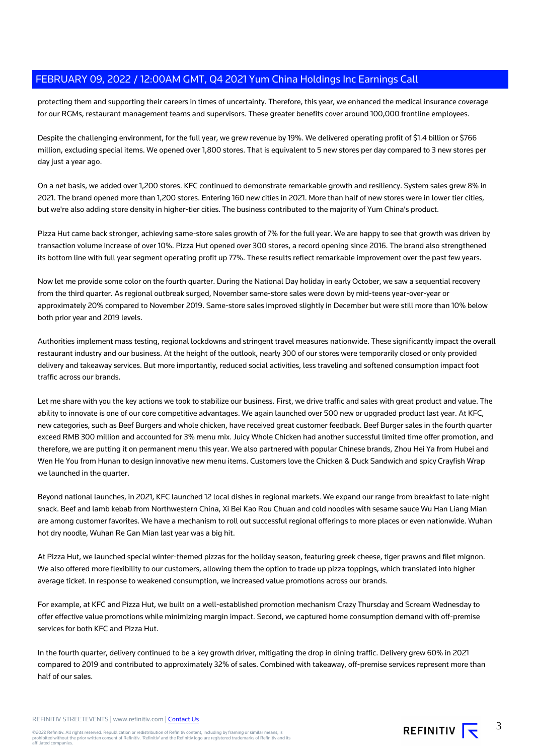protecting them and supporting their careers in times of uncertainty. Therefore, this year, we enhanced the medical insurance coverage for our RGMs, restaurant management teams and supervisors. These greater benefits cover around 100,000 frontline employees.

Despite the challenging environment, for the full year, we grew revenue by 19%. We delivered operating profit of $1.4 billion or $766 million, excluding special items. We opened over 1,800 stores. That is equivalent to 5 new stores per day compared to 3 new stores per day just a year ago.

On a net basis, we added over 1,200 stores. KFC continued to demonstrate remarkable growth and resiliency. System sales grew 8% in 2021. The brand opened more than 1,200 stores. Entering 160 new cities in 2021. More than half of new stores were in lower tier cities, but we're also adding store density in higher-tier cities. The business contributed to the majority of Yum China's product.

Pizza Hut came back stronger, achieving same-store sales growth of 7% for the full year. We are happy to see that growth was driven by transaction volume increase of over 10%. Pizza Hut opened over 300 stores, a record opening since 2016. The brand also strengthened its bottom line with full year segment operating profit up 77%. These results reflect remarkable improvement over the past few years.

Now let me provide some color on the fourth quarter. During the National Day holiday in early October, we saw a sequential recovery from the third quarter. As regional outbreak surged, November same-store sales were down by mid-teens year-over-year or approximately 20% compared to November 2019. Same-store sales improved slightly in December but were still more than 10% below both prior year and 2019 levels.

Authorities implement mass testing, regional lockdowns and stringent travel measures nationwide. These significantly impact the overall restaurant industry and our business. At the height of the outlook, nearly 300 of our stores were temporarily closed or only provided delivery and takeaway services. But more importantly, reduced social activities, less traveling and softened consumption impact foot traffic across our brands.

Let me share with you the key actions we took to stabilize our business. First, we drive traffic and sales with great product and value. The ability to innovate is one of our core competitive advantages. We again launched over 500 new or upgraded product last year. At KFC, new categories, such as Beef Burgers and whole chicken, have received great customer feedback. Beef Burger sales in the fourth quarter exceed RMB 300 million and accounted for 3% menu mix. Juicy Whole Chicken had another successful limited time offer promotion, and therefore, we are putting it on permanent menu this year. We also partnered with popular Chinese brands, Zhou Hei Ya from Hubei and Wen He You from Hunan to design innovative new menu items. Customers love the Chicken & Duck Sandwich and spicy Crayfish Wrap we launched in the quarter.

Beyond national launches, in 2021, KFC launched 12 local dishes in regional markets. We expand our range from breakfast to late-night snack. Beef and lamb kebab from Northwestern China, Xi Bei Kao Rou Chuan and cold noodles with sesame sauce Wu Han Liang Mian are among customer favorites. We have a mechanism to roll out successful regional offerings to more places or even nationwide. Wuhan hot dry noodle, Wuhan Re Gan Mian last year was a big hit.

At Pizza Hut, we launched special winter-themed pizzas for the holiday season, featuring greek cheese, tiger prawns and filet mignon. We also offered more flexibility to our customers, allowing them the option to trade up pizza toppings, which translated into higher average ticket. In response to weakened consumption, we increased value promotions across our brands.

For example, at KFC and Pizza Hut, we built on a well-established promotion mechanism Crazy Thursday and Scream Wednesday to offer effective value promotions while minimizing margin impact. Second, we captured home consumption demand with off-premise services for both KFC and Pizza Hut.

In the fourth quarter, delivery continued to be a key growth driver, mitigating the drop in dining traffic. Delivery grew 60% in 2021 compared to 2019 and contributed to approximately 32% of sales. Combined with takeaway, off-premise services represent more than half of our sales.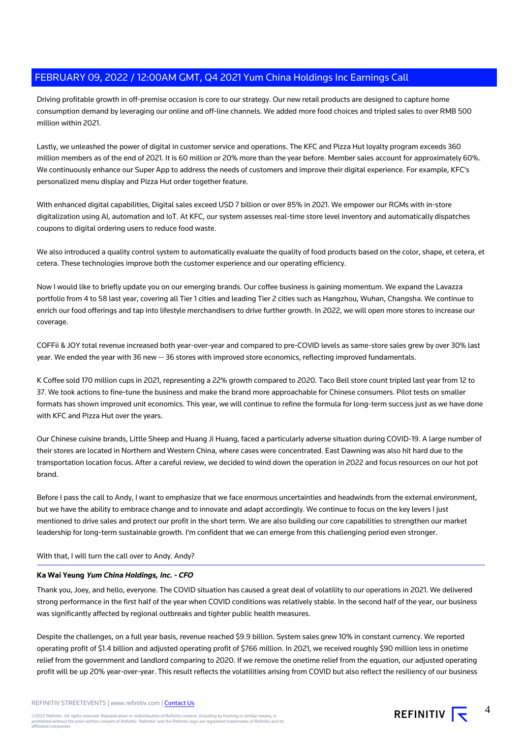Driving profitable growth in off-premise occasion is core to our strategy. Our new retail products are designed to capture home consumption demand by leveraging our online and off-line channels. We added more food choices and tripled sales to over RMB 500 million within 2021.

Lastly, we unleashed the power of digital in customer service and operations. The KFC and Pizza Hut loyalty program exceeds 360 million members as of the end of 2021. It is 60 million or 20% more than the year before. Member sales account for approximately 60%. We continuously enhance our Super App to address the needs of customers and improve their digital experience. For example, KFC's personalized menu display and Pizza Hut order together feature.

With enhanced digital capabilities, Digital sales exceed USD 7 billion or over 85% in 2021. We empower our RGMs with in-store digitalization using AI, automation and IoT. At KFC, our system assesses real-time store level inventory and automatically dispatches coupons to digital ordering users to reduce food waste.

We also introduced a quality control system to automatically evaluate the quality of food products based on the color, shape, et cetera, et cetera. These technologies improve both the customer experience and our operating efficiency.

Now I would like to briefly update you on our emerging brands. Our coffee business is gaining momentum. We expand the Lavazza portfolio from 4 to 58 last year, covering all Tier 1 cities and leading Tier 2 cities such as Hangzhou, Wuhan, Changsha. We continue to enrich our food offerings and tap into lifestyle merchandisers to drive further growth. In 2022, we will open more stores to increase our coverage.

COFFii & JOY total revenue increased both year-over-year and compared to pre-COVID levels as same-store sales grew by over 30% last year. We ended the year with 36 new -- 36 stores with improved store economics, reflecting improved fundamentals.

K Coffee sold 170 million cups in 2021, representing a 22% growth compared to 2020. Taco Bell store count tripled last year from 12 to 37. We took actions to fine-tune the business and make the brand more approachable for Chinese consumers. Pilot tests on smaller formats has shown improved unit economics. This year, we will continue to refine the formula for long-term success just as we have done with KFC and Pizza Hut over the years.

Our Chinese cuisine brands, Little Sheep and Huang Ji Huang, faced a particularly adverse situation during COVID-19. A large number of their stores are located in Northern and Western China, where cases were concentrated. East Dawning was also hit hard due to the transportation location focus. After a careful review, we decided to wind down the operation in 2022 and focus resources on our hot pot brand.

Before I pass the call to Andy, I want to emphasize that we face enormous uncertainties and headwinds from the external environment, but we have the ability to embrace change and to innovate and adapt accordingly. We continue to focus on the key levers I just mentioned to drive sales and protect our profit in the short term. We are also building our core capabilities to strengthen our market leadership for long-term sustainable growth. I'm confident that we can emerge from this challenging period even stronger.

With that, I will turn the call over to Andy. Andy?

---

**Ka Wai Yeung** ***Yum China Holdings, Inc. - CFO***

Thank you, Joey, and hello, everyone. The COVID situation has caused a great deal of volatility to our operations in 2021. We delivered strong performance in the first half of the year when COVID conditions was relatively stable. In the second half of the year, our business was significantly affected by regional outbreaks and tighter public health measures.

Despite the challenges, on a full year basis, revenue reached $9.9 billion. System sales grew 10% in constant currency. We reported operating profit of $1.4 billion and adjusted operating profit of $766 million. In 2021, we received roughly $90 million less in onetime relief from the government and landlord comparing to 2020. If we remove the onetime relief from the equation, our adjusted operating profit will be up 20% year-over-year. This result reflects the volatilities arising from COVID but also reflect the resiliency of our business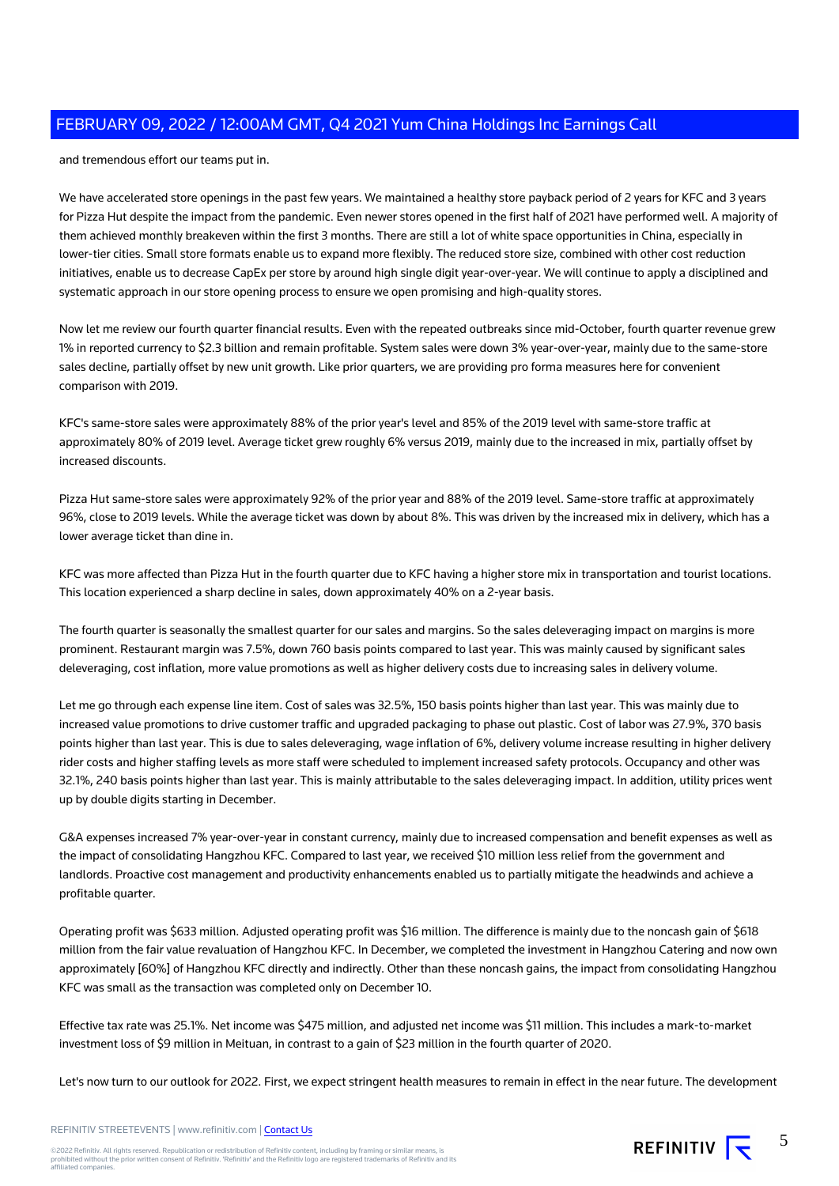and tremendous effort our teams put in.

We have accelerated store openings in the past few years. We maintained a healthy store payback period of 2 years for KFC and 3 years for Pizza Hut despite the impact from the pandemic. Even newer stores opened in the first half of 2021 have performed well. A majority of them achieved monthly breakeven within the first 3 months. There are still a lot of white space opportunities in China, especially in lower-tier cities. Small store formats enable us to expand more flexibly. The reduced store size, combined with other cost reduction initiatives, enable us to decrease CapEx per store by around high single digit year-over-year. We will continue to apply a disciplined and systematic approach in our store opening process to ensure we open promising and high-quality stores.

Now let me review our fourth quarter financial results. Even with the repeated outbreaks since mid-October, fourth quarter revenue grew 1% in reported currency to $2.3 billion and remain profitable. System sales were down 3% year-over-year, mainly due to the same-store sales decline, partially offset by new unit growth. Like prior quarters, we are providing pro forma measures here for convenient comparison with 2019.

KFC's same-store sales were approximately 88% of the prior year's level and 85% of the 2019 level with same-store traffic at approximately 80% of 2019 level. Average ticket grew roughly 6% versus 2019, mainly due to the increased in mix, partially offset by increased discounts.

Pizza Hut same-store sales were approximately 92% of the prior year and 88% of the 2019 level. Same-store traffic at approximately 96%, close to 2019 levels. While the average ticket was down by about 8%. This was driven by the increased mix in delivery, which has a lower average ticket than dine in.

KFC was more affected than Pizza Hut in the fourth quarter due to KFC having a higher store mix in transportation and tourist locations. This location experienced a sharp decline in sales, down approximately 40% on a 2-year basis.

The fourth quarter is seasonally the smallest quarter for our sales and margins. So the sales deleveraging impact on margins is more prominent. Restaurant margin was 7.5%, down 760 basis points compared to last year. This was mainly caused by significant sales deleveraging, cost inflation, more value promotions as well as higher delivery costs due to increasing sales in delivery volume.

Let me go through each expense line item. Cost of sales was 32.5%, 150 basis points higher than last year. This was mainly due to increased value promotions to drive customer traffic and upgraded packaging to phase out plastic. Cost of labor was 27.9%, 370 basis points higher than last year. This is due to sales deleveraging, wage inflation of 6%, delivery volume increase resulting in higher delivery rider costs and higher staffing levels as more staff were scheduled to implement increased safety protocols. Occupancy and other was 32.1%, 240 basis points higher than last year. This is mainly attributable to the sales deleveraging impact. In addition, utility prices went up by double digits starting in December.

G&A expenses increased 7% year-over-year in constant currency, mainly due to increased compensation and benefit expenses as well as the impact of consolidating Hangzhou KFC. Compared to last year, we received $10 million less relief from the government and landlords. Proactive cost management and productivity enhancements enabled us to partially mitigate the headwinds and achieve a profitable quarter.

Operating profit was $633 million. Adjusted operating profit was $16 million. The difference is mainly due to the noncash gain of $618 million from the fair value revaluation of Hangzhou KFC. In December, we completed the investment in Hangzhou Catering and now own approximately [60%] of Hangzhou KFC directly and indirectly. Other than these noncash gains, the impact from consolidating Hangzhou KFC was small as the transaction was completed only on December 10.

Effective tax rate was 25.1%. Net income was $475 million, and adjusted net income was $11 million. This includes a mark-to-market investment loss of $9 million in Meituan, in contrast to a gain of $23 million in the fourth quarter of 2020.

Let's now turn to our outlook for 2022. First, we expect stringent health measures to remain in effect in the near future. The development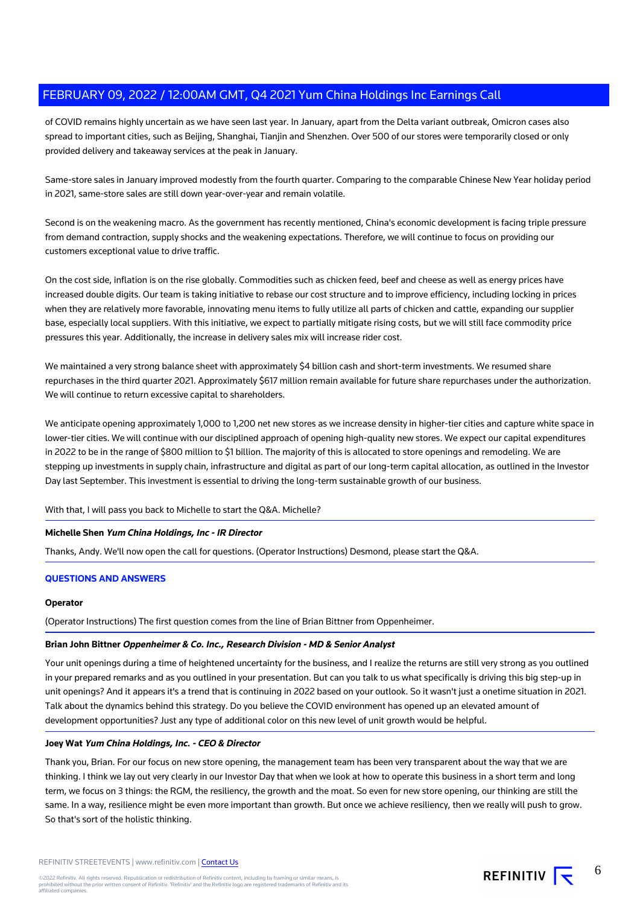of COVID remains highly uncertain as we have seen last year. In January, apart from the Delta variant outbreak, Omicron cases also spread to important cities, such as Beijing, Shanghai, Tianjin and Shenzhen. Over 500 of our stores were temporarily closed or only provided delivery and takeaway services at the peak in January.

Same-store sales in January improved modestly from the fourth quarter. Comparing to the comparable Chinese New Year holiday period in 2021, same-store sales are still down year-over-year and remain volatile.

Second is on the weakening macro. As the government has recently mentioned, China's economic development is facing triple pressure from demand contraction, supply shocks and the weakening expectations. Therefore, we will continue to focus on providing our customers exceptional value to drive traffic.

On the cost side, inflation is on the rise globally. Commodities such as chicken feed, beef and cheese as well as energy prices have increased double digits. Our team is taking initiative to rebase our cost structure and to improve efficiency, including locking in prices when they are relatively more favorable, innovating menu items to fully utilize all parts of chicken and cattle, expanding our supplier base, especially local suppliers. With this initiative, we expect to partially mitigate rising costs, but we will still face commodity price pressures this year. Additionally, the increase in delivery sales mix will increase rider cost.

We maintained a very strong balance sheet with approximately $4 billion cash and short-term investments. We resumed share repurchases in the third quarter 2021. Approximately $617 million remain available for future share repurchases under the authorization. We will continue to return excessive capital to shareholders.

We anticipate opening approximately 1,000 to 1,200 net new stores as we increase density in higher-tier cities and capture white space in lower-tier cities. We will continue with our disciplined approach of opening high-quality new stores. We expect our capital expenditures in 2022 to be in the range of $800 million to $1 billion. The majority of this is allocated to store openings and remodeling. We are stepping up investments in supply chain, infrastructure and digital as part of our long-term capital allocation, as outlined in the Investor Day last September. This investment is essential to driving the long-term sustainable growth of our business.

With that, I will pass you back to Michelle to start the Q&A. Michelle?

**Michelle Shen** ***Yum China Holdings, Inc - IR Director***

Thanks, Andy. We'll now open the call for questions. (Operator Instructions) Desmond, please start the Q&A.

## QUESTIONS AND ANSWERS

**Operator**

(Operator Instructions) The first question comes from the line of Brian Bittner from Oppenheimer.

**Brian John Bittner** ***Oppenheimer & Co. Inc., Research Division - MD & Senior Analyst***

Your unit openings during a time of heightened uncertainty for the business, and I realize the returns are still very strong as you outlined in your prepared remarks and as you outlined in your presentation. But can you talk to us what specifically is driving this big step-up in unit openings? And it appears it's a trend that is continuing in 2022 based on your outlook. So it wasn't just a onetime situation in 2021. Talk about the dynamics behind this strategy. Do you believe the COVID environment has opened up an elevated amount of development opportunities? Just any type of additional color on this new level of unit growth would be helpful.

**Joey Wat** ***Yum China Holdings, Inc. - CEO & Director***

Thank you, Brian. For our focus on new store opening, the management team has been very transparent about the way that we are thinking. I think we lay out very clearly in our Investor Day that when we look at how to operate this business in a short term and long term, we focus on 3 things: the RGM, the resiliency, the growth and the moat. So even for new store opening, our thinking are still the same. In a way, resilience might be even more important than growth. But once we achieve resiliency, then we really will push to grow. So that's sort of the holistic thinking.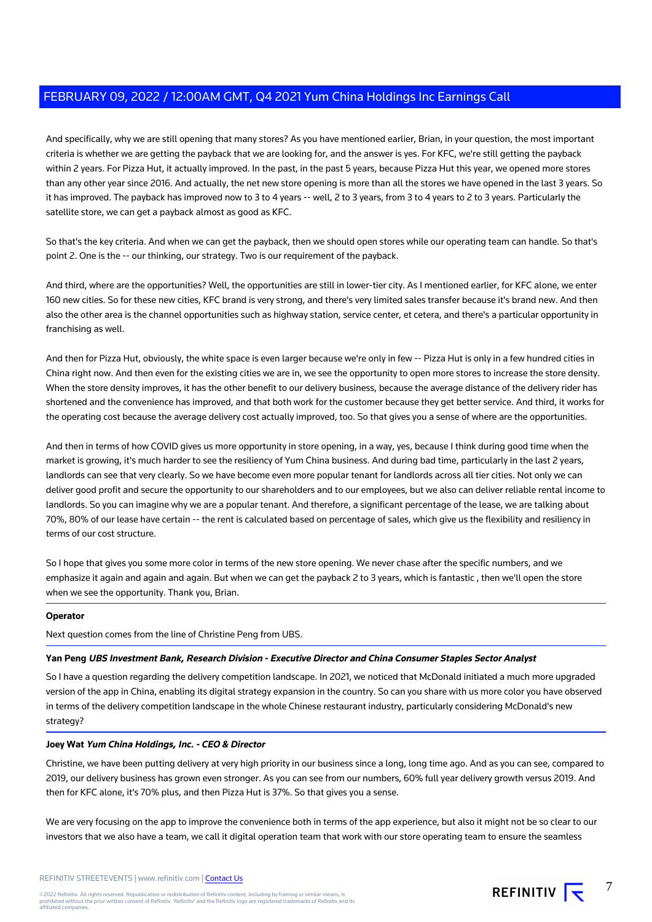And specifically, why we are still opening that many stores? As you have mentioned earlier, Brian, in your question, the most important criteria is whether we are getting the payback that we are looking for, and the answer is yes. For KFC, we're still getting the payback within 2 years. For Pizza Hut, it actually improved. In the past, in the past 5 years, because Pizza Hut this year, we opened more stores than any other year since 2016. And actually, the net new store opening is more than all the stores we have opened in the last 3 years. So it has improved. The payback has improved now to 3 to 4 years -- well, 2 to 3 years, from 3 to 4 years to 2 to 3 years. Particularly the satellite store, we can get a payback almost as good as KFC.

So that's the key criteria. And when we can get the payback, then we should open stores while our operating team can handle. So that's point 2. One is the -- our thinking, our strategy. Two is our requirement of the payback.

And third, where are the opportunities? Well, the opportunities are still in lower-tier city. As I mentioned earlier, for KFC alone, we enter 160 new cities. So for these new cities, KFC brand is very strong, and there's very limited sales transfer because it's brand new. And then also the other area is the channel opportunities such as highway station, service center, et cetera, and there's a particular opportunity in franchising as well.

And then for Pizza Hut, obviously, the white space is even larger because we're only in few -- Pizza Hut is only in a few hundred cities in China right now. And then even for the existing cities we are in, we see the opportunity to open more stores to increase the store density. When the store density improves, it has the other benefit to our delivery business, because the average distance of the delivery rider has shortened and the convenience has improved, and that both work for the customer because they get better service. And third, it works for the operating cost because the average delivery cost actually improved, too. So that gives you a sense of where are the opportunities.

And then in terms of how COVID gives us more opportunity in store opening, in a way, yes, because I think during good time when the market is growing, it's much harder to see the resiliency of Yum China business. And during bad time, particularly in the last 2 years, landlords can see that very clearly. So we have become even more popular tenant for landlords across all tier cities. Not only we can deliver good profit and secure the opportunity to our shareholders and to our employees, but we also can deliver reliable rental income to landlords. So you can imagine why we are a popular tenant. And therefore, a significant percentage of the lease, we are talking about 70%, 80% of our lease have certain -- the rent is calculated based on percentage of sales, which give us the flexibility and resiliency in terms of our cost structure.

So I hope that gives you some more color in terms of the new store opening. We never chase after the specific numbers, and we emphasize it again and again and again. But when we can get the payback 2 to 3 years, which is fantastic , then we'll open the store when we see the opportunity. Thank you, Brian.

**Operator**

Next question comes from the line of Christine Peng from UBS.

**Yan Peng** ***UBS Investment Bank, Research Division - Executive Director and China Consumer Staples Sector Analyst***

So I have a question regarding the delivery competition landscape. In 2021, we noticed that McDonald initiated a much more upgraded version of the app in China, enabling its digital strategy expansion in the country. So can you share with us more color you have observed in terms of the delivery competition landscape in the whole Chinese restaurant industry, particularly considering McDonald's new strategy?

**Joey Wat** ***Yum China Holdings, Inc. - CEO & Director***

Christine, we have been putting delivery at very high priority in our business since a long, long time ago. And as you can see, compared to 2019, our delivery business has grown even stronger. As you can see from our numbers, 60% full year delivery growth versus 2019. And then for KFC alone, it's 70% plus, and then Pizza Hut is 37%. So that gives you a sense.

We are very focusing on the app to improve the convenience both in terms of the app experience, but also it might not be so clear to our investors that we also have a team, we call it digital operation team that work with our store operating team to ensure the seamless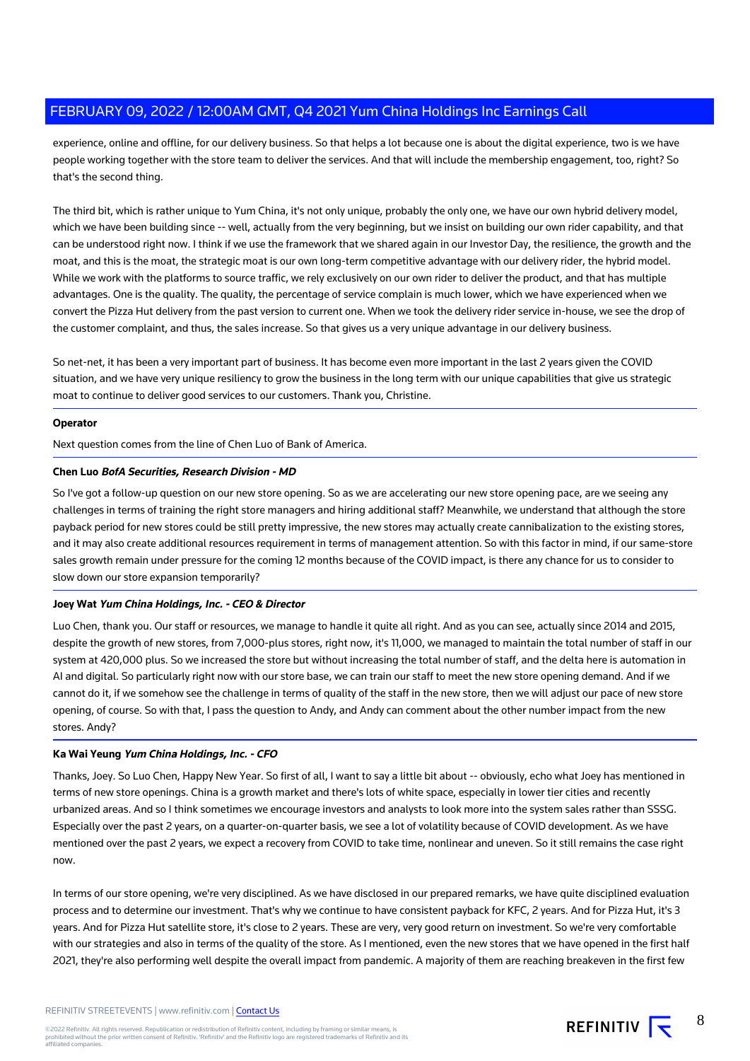experience, online and offline, for our delivery business. So that helps a lot because one is about the digital experience, two is we have people working together with the store team to deliver the services. And that will include the membership engagement, too, right? So that's the second thing.

The third bit, which is rather unique to Yum China, it's not only unique, probably the only one, we have our own hybrid delivery model, which we have been building since -- well, actually from the very beginning, but we insist on building our own rider capability, and that can be understood right now. I think if we use the framework that we shared again in our Investor Day, the resilience, the growth and the moat, and this is the moat, the strategic moat is our own long-term competitive advantage with our delivery rider, the hybrid model. While we work with the platforms to source traffic, we rely exclusively on our own rider to deliver the product, and that has multiple advantages. One is the quality. The quality, the percentage of service complain is much lower, which we have experienced when we convert the Pizza Hut delivery from the past version to current one. When we took the delivery rider service in-house, we see the drop of the customer complaint, and thus, the sales increase. So that gives us a very unique advantage in our delivery business.

So net-net, it has been a very important part of business. It has become even more important in the last 2 years given the COVID situation, and we have very unique resiliency to grow the business in the long term with our unique capabilities that give us strategic moat to continue to deliver good services to our customers. Thank you, Christine.

---

**Operator**

Next question comes from the line of Chen Luo of Bank of America.

---

**Chen Luo** ***BofA Securities, Research Division - MD***

So I've got a follow-up question on our new store opening. So as we are accelerating our new store opening pace, are we seeing any challenges in terms of training the right store managers and hiring additional staff? Meanwhile, we understand that although the store payback period for new stores could be still pretty impressive, the new stores may actually create cannibalization to the existing stores, and it may also create additional resources requirement in terms of management attention. So with this factor in mind, if our same-store sales growth remain under pressure for the coming 12 months because of the COVID impact, is there any chance for us to consider to slow down our store expansion temporarily?

---

**Joey Wat** ***Yum China Holdings, Inc. - CEO & Director***

Luo Chen, thank you. Our staff or resources, we manage to handle it quite all right. And as you can see, actually since 2014 and 2015, despite the growth of new stores, from 7,000-plus stores, right now, it's 11,000, we managed to maintain the total number of staff in our system at 420,000 plus. So we increased the store but without increasing the total number of staff, and the delta here is automation in AI and digital. So particularly right now with our store base, we can train our staff to meet the new store opening demand. And if we cannot do it, if we somehow see the challenge in terms of quality of the staff in the new store, then we will adjust our pace of new store opening, of course. So with that, I pass the question to Andy, and Andy can comment about the other number impact from the new stores. Andy?

---

**Ka Wai Yeung** ***Yum China Holdings, Inc. - CFO***

Thanks, Joey. So Luo Chen, Happy New Year. So first of all, I want to say a little bit about -- obviously, echo what Joey has mentioned in terms of new store openings. China is a growth market and there's lots of white space, especially in lower tier cities and recently urbanized areas. And so I think sometimes we encourage investors and analysts to look more into the system sales rather than SSSG. Especially over the past 2 years, on a quarter-on-quarter basis, we see a lot of volatility because of COVID development. As we have mentioned over the past 2 years, we expect a recovery from COVID to take time, nonlinear and uneven. So it still remains the case right now.

In terms of our store opening, we're very disciplined. As we have disclosed in our prepared remarks, we have quite disciplined evaluation process and to determine our investment. That's why we continue to have consistent payback for KFC, 2 years. And for Pizza Hut, it's 3 years. And for Pizza Hut satellite store, it's close to 2 years. These are very, very good return on investment. So we're very comfortable with our strategies and also in terms of the quality of the store. As I mentioned, even the new stores that we have opened in the first half 2021, they're also performing well despite the overall impact from pandemic. A majority of them are reaching breakeven in the first few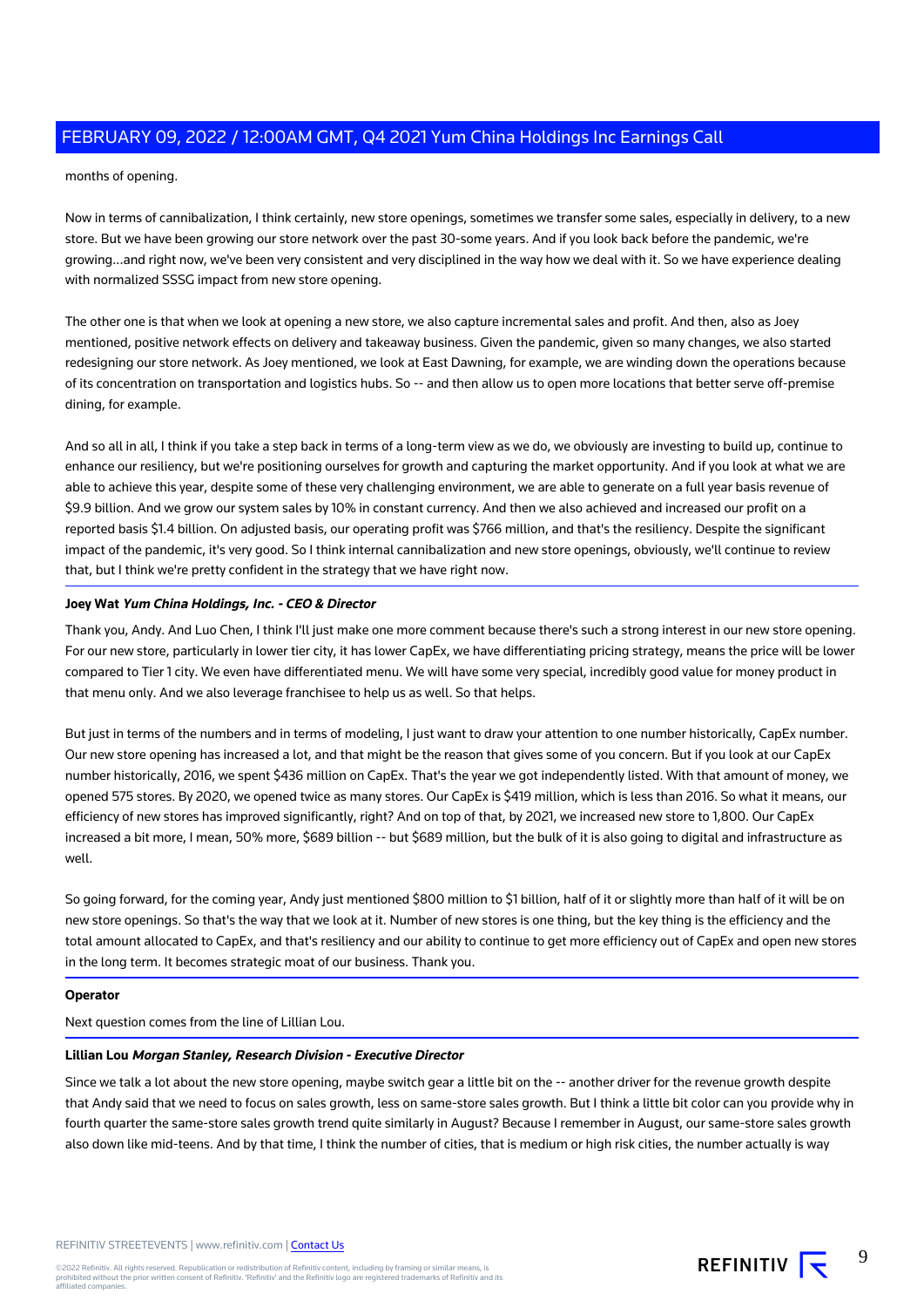months of opening.

Now in terms of cannibalization, I think certainly, new store openings, sometimes we transfer some sales, especially in delivery, to a new store. But we have been growing our store network over the past 30-some years. And if you look back before the pandemic, we're growing...and right now, we've been very consistent and very disciplined in the way how we deal with it. So we have experience dealing with normalized SSSG impact from new store opening.

The other one is that when we look at opening a new store, we also capture incremental sales and profit. And then, also as Joey mentioned, positive network effects on delivery and takeaway business. Given the pandemic, given so many changes, we also started redesigning our store network. As Joey mentioned, we look at East Dawning, for example, we are winding down the operations because of its concentration on transportation and logistics hubs. So -- and then allow us to open more locations that better serve off-premise dining, for example.

And so all in all, I think if you take a step back in terms of a long-term view as we do, we obviously are investing to build up, continue to enhance our resiliency, but we're positioning ourselves for growth and capturing the market opportunity. And if you look at what we are able to achieve this year, despite some of these very challenging environment, we are able to generate on a full year basis revenue of $9.9 billion. And we grow our system sales by 10% in constant currency. And then we also achieved and increased our profit on a reported basis $1.4 billion. On adjusted basis, our operating profit was $766 million, and that's the resiliency. Despite the significant impact of the pandemic, it's very good. So I think internal cannibalization and new store openings, obviously, we'll continue to review that, but I think we're pretty confident in the strategy that we have right now.

**Joey Wat** ***Yum China Holdings, Inc. - CEO & Director***

Thank you, Andy. And Luo Chen, I think I'll just make one more comment because there's such a strong interest in our new store opening. For our new store, particularly in lower tier city, it has lower CapEx, we have differentiating pricing strategy, means the price will be lower compared to Tier 1 city. We even have differentiated menu. We will have some very special, incredibly good value for money product in that menu only. And we also leverage franchisee to help us as well. So that helps.

But just in terms of the numbers and in terms of modeling, I just want to draw your attention to one number historically, CapEx number. Our new store opening has increased a lot, and that might be the reason that gives some of you concern. But if you look at our CapEx number historically, 2016, we spent $436 million on CapEx. That's the year we got independently listed. With that amount of money, we opened 575 stores. By 2020, we opened twice as many stores. Our CapEx is $419 million, which is less than 2016. So what it means, our efficiency of new stores has improved significantly, right? And on top of that, by 2021, we increased new store to 1,800. Our CapEx increased a bit more, I mean, 50% more, $689 billion -- but $689 million, but the bulk of it is also going to digital and infrastructure as well.

So going forward, for the coming year, Andy just mentioned $800 million to $1 billion, half of it or slightly more than half of it will be on new store openings. So that's the way that we look at it. Number of new stores is one thing, but the key thing is the efficiency and the total amount allocated to CapEx, and that's resiliency and our ability to continue to get more efficiency out of CapEx and open new stores in the long term. It becomes strategic moat of our business. Thank you.

**Operator**

Next question comes from the line of Lillian Lou.

**Lillian Lou** ***Morgan Stanley, Research Division - Executive Director***

Since we talk a lot about the new store opening, maybe switch gear a little bit on the -- another driver for the revenue growth despite that Andy said that we need to focus on sales growth, less on same-store sales growth. But I think a little bit color can you provide why in fourth quarter the same-store sales growth trend quite similarly in August? Because I remember in August, our same-store sales growth also down like mid-teens. And by that time, I think the number of cities, that is medium or high risk cities, the number actually is way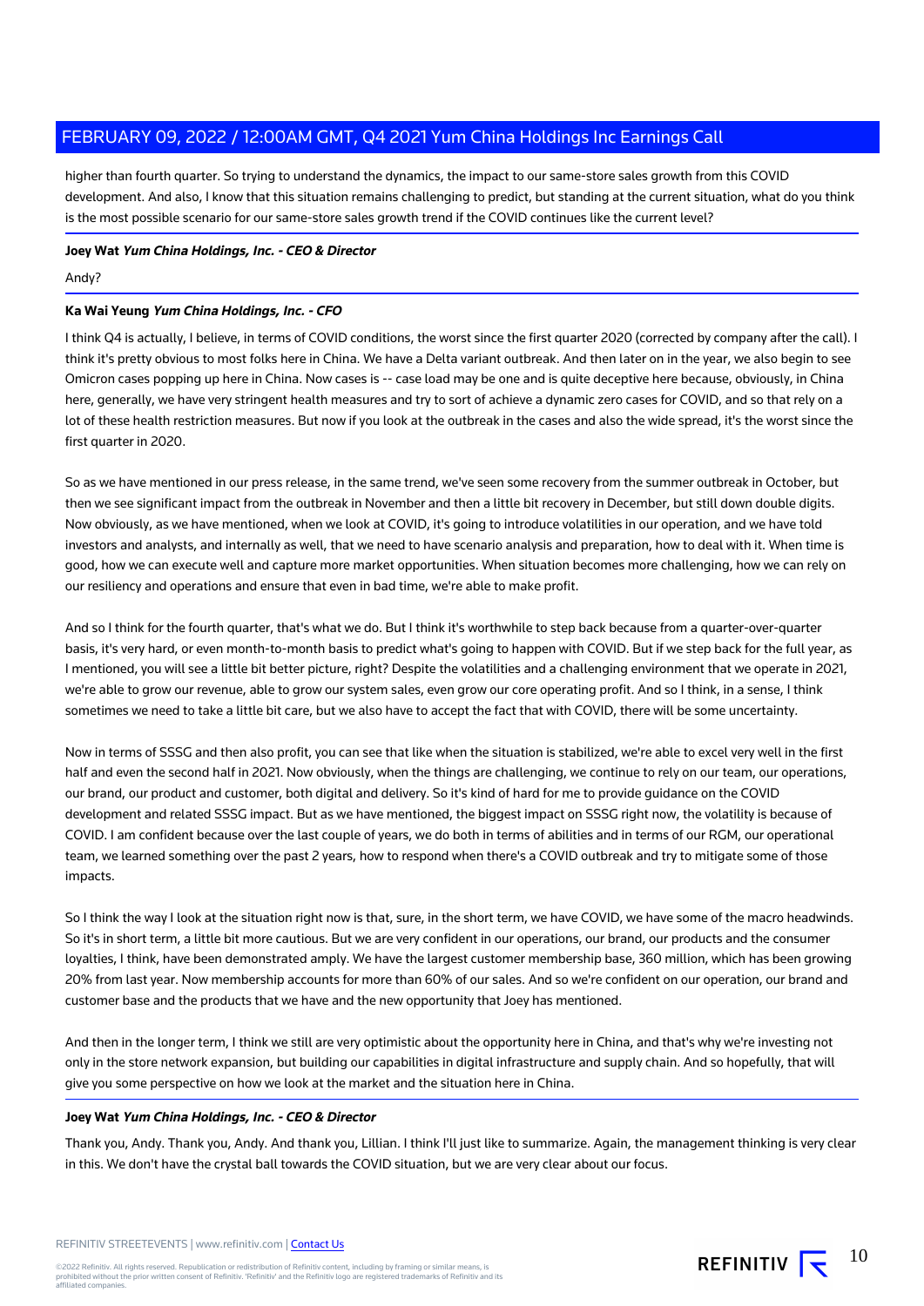higher than fourth quarter. So trying to understand the dynamics, the impact to our same-store sales growth from this COVID development. And also, I know that this situation remains challenging to predict, but standing at the current situation, what do you think is the most possible scenario for our same-store sales growth trend if the COVID continues like the current level?

**Joey Wat** ***Yum China Holdings, Inc. - CEO & Director***

Andy?

**Ka Wai Yeung** ***Yum China Holdings, Inc. - CFO***

I think Q4 is actually, I believe, in terms of COVID conditions, the worst since the first quarter 2020 (corrected by company after the call). I think it's pretty obvious to most folks here in China. We have a Delta variant outbreak. And then later on in the year, we also begin to see Omicron cases popping up here in China. Now cases is -- case load may be one and is quite deceptive here because, obviously, in China here, generally, we have very stringent health measures and try to sort of achieve a dynamic zero cases for COVID, and so that rely on a lot of these health restriction measures. But now if you look at the outbreak in the cases and also the wide spread, it's the worst since the first quarter in 2020.

So as we have mentioned in our press release, in the same trend, we've seen some recovery from the summer outbreak in October, but then we see significant impact from the outbreak in November and then a little bit recovery in December, but still down double digits. Now obviously, as we have mentioned, when we look at COVID, it's going to introduce volatilities in our operation, and we have told investors and analysts, and internally as well, that we need to have scenario analysis and preparation, how to deal with it. When time is good, how we can execute well and capture more market opportunities. When situation becomes more challenging, how we can rely on our resiliency and operations and ensure that even in bad time, we're able to make profit.

And so I think for the fourth quarter, that's what we do. But I think it's worthwhile to step back because from a quarter-over-quarter basis, it's very hard, or even month-to-month basis to predict what's going to happen with COVID. But if we step back for the full year, as I mentioned, you will see a little bit better picture, right? Despite the volatilities and a challenging environment that we operate in 2021, we're able to grow our revenue, able to grow our system sales, even grow our core operating profit. And so I think, in a sense, I think sometimes we need to take a little bit care, but we also have to accept the fact that with COVID, there will be some uncertainty.

Now in terms of SSSG and then also profit, you can see that like when the situation is stabilized, we're able to excel very well in the first half and even the second half in 2021. Now obviously, when the things are challenging, we continue to rely on our team, our operations, our brand, our product and customer, both digital and delivery. So it's kind of hard for me to provide guidance on the COVID development and related SSSG impact. But as we have mentioned, the biggest impact on SSSG right now, the volatility is because of COVID. I am confident because over the last couple of years, we do both in terms of abilities and in terms of our RGM, our operational team, we learned something over the past 2 years, how to respond when there's a COVID outbreak and try to mitigate some of those impacts.

So I think the way I look at the situation right now is that, sure, in the short term, we have COVID, we have some of the macro headwinds. So it's in short term, a little bit more cautious. But we are very confident in our operations, our brand, our products and the consumer loyalties, I think, have been demonstrated amply. We have the largest customer membership base, 360 million, which has been growing 20% from last year. Now membership accounts for more than 60% of our sales. And so we're confident on our operation, our brand and customer base and the products that we have and the new opportunity that Joey has mentioned.

And then in the longer term, I think we still are very optimistic about the opportunity here in China, and that's why we're investing not only in the store network expansion, but building our capabilities in digital infrastructure and supply chain. And so hopefully, that will give you some perspective on how we look at the market and the situation here in China.

**Joey Wat** ***Yum China Holdings, Inc. - CEO & Director***

Thank you, Andy. Thank you, Andy. And thank you, Lillian. I think I'll just like to summarize. Again, the management thinking is very clear in this. We don't have the crystal ball towards the COVID situation, but we are very clear about our focus.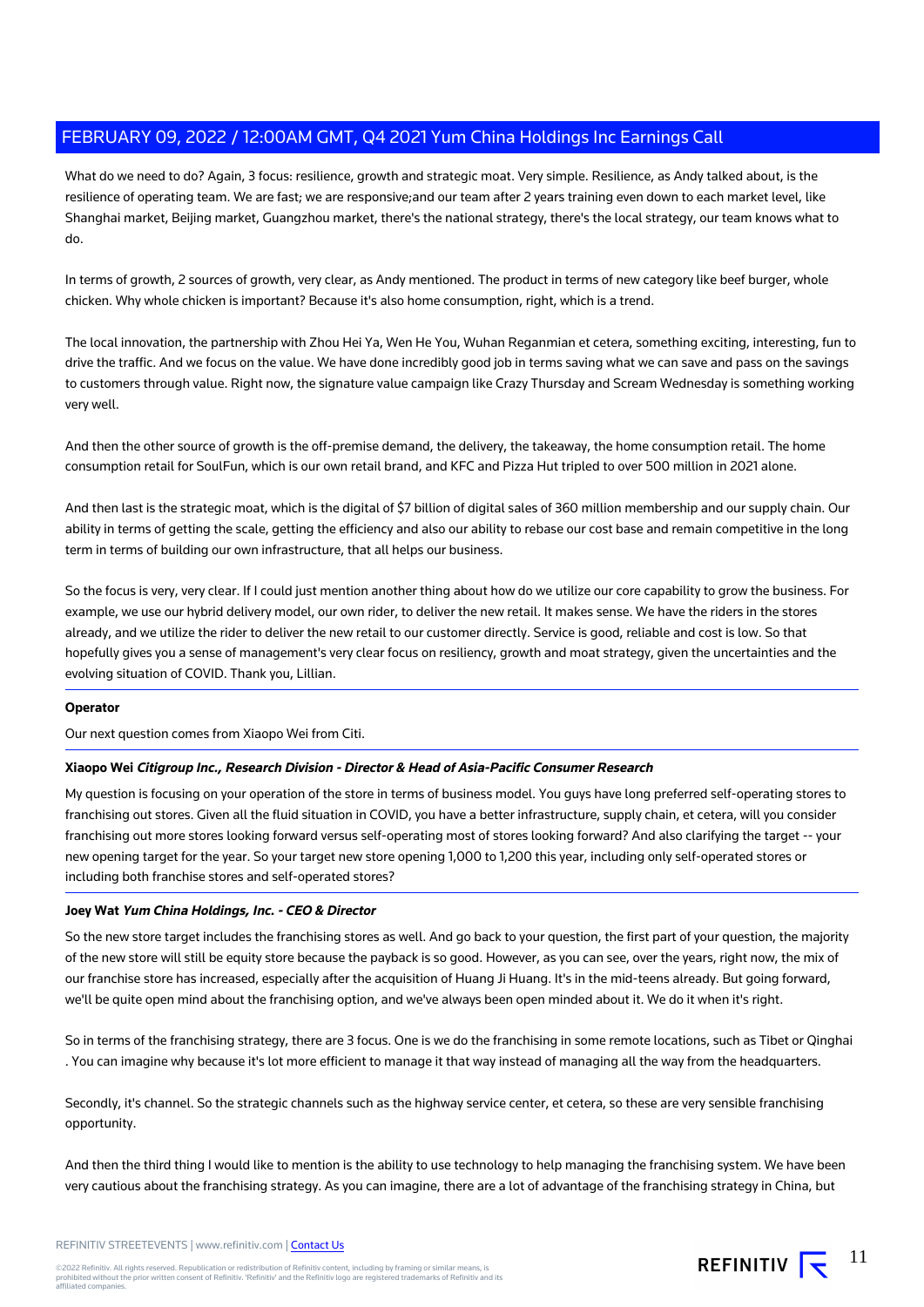What do we need to do? Again, 3 focus: resilience, growth and strategic moat. Very simple. Resilience, as Andy talked about, is the resilience of operating team. We are fast; we are responsive;and our team after 2 years training even down to each market level, like Shanghai market, Beijing market, Guangzhou market, there's the national strategy, there's the local strategy, our team knows what to do.

In terms of growth, 2 sources of growth, very clear, as Andy mentioned. The product in terms of new category like beef burger, whole chicken. Why whole chicken is important? Because it's also home consumption, right, which is a trend.

The local innovation, the partnership with Zhou Hei Ya, Wen He You, Wuhan Reganmian et cetera, something exciting, interesting, fun to drive the traffic. And we focus on the value. We have done incredibly good job in terms saving what we can save and pass on the savings to customers through value. Right now, the signature value campaign like Crazy Thursday and Scream Wednesday is something working very well.

And then the other source of growth is the off-premise demand, the delivery, the takeaway, the home consumption retail. The home consumption retail for SoulFun, which is our own retail brand, and KFC and Pizza Hut tripled to over 500 million in 2021 alone.

And then last is the strategic moat, which is the digital of $7 billion of digital sales of 360 million membership and our supply chain. Our ability in terms of getting the scale, getting the efficiency and also our ability to rebase our cost base and remain competitive in the long term in terms of building our own infrastructure, that all helps our business.

So the focus is very, very clear. If I could just mention another thing about how do we utilize our core capability to grow the business. For example, we use our hybrid delivery model, our own rider, to deliver the new retail. It makes sense. We have the riders in the stores already, and we utilize the rider to deliver the new retail to our customer directly. Service is good, reliable and cost is low. So that hopefully gives you a sense of management's very clear focus on resiliency, growth and moat strategy, given the uncertainties and the evolving situation of COVID. Thank you, Lillian.

---

**Operator**

Our next question comes from Xiaopo Wei from Citi.

---

**Xiaopo Wei** ***Citigroup Inc., Research Division - Director & Head of Asia-Pacific Consumer Research***

My question is focusing on your operation of the store in terms of business model. You guys have long preferred self-operating stores to franchising out stores. Given all the fluid situation in COVID, you have a better infrastructure, supply chain, et cetera, will you consider franchising out more stores looking forward versus self-operating most of stores looking forward? And also clarifying the target -- your new opening target for the year. So your target new store opening 1,000 to 1,200 this year, including only self-operated stores or including both franchise stores and self-operated stores?

---

**Joey Wat** ***Yum China Holdings, Inc. - CEO & Director***

So the new store target includes the franchising stores as well. And go back to your question, the first part of your question, the majority of the new store will still be equity store because the payback is so good. However, as you can see, over the years, right now, the mix of our franchise store has increased, especially after the acquisition of Huang Ji Huang. It's in the mid-teens already. But going forward, we'll be quite open mind about the franchising option, and we've always been open minded about it. We do it when it's right.

So in terms of the franchising strategy, there are 3 focus. One is we do the franchising in some remote locations, such as Tibet or Qinghai . You can imagine why because it's lot more efficient to manage it that way instead of managing all the way from the headquarters.

Secondly, it's channel. So the strategic channels such as the highway service center, et cetera, so these are very sensible franchising opportunity.

And then the third thing I would like to mention is the ability to use technology to help managing the franchising system. We have been very cautious about the franchising strategy. As you can imagine, there are a lot of advantage of the franchising strategy in China, but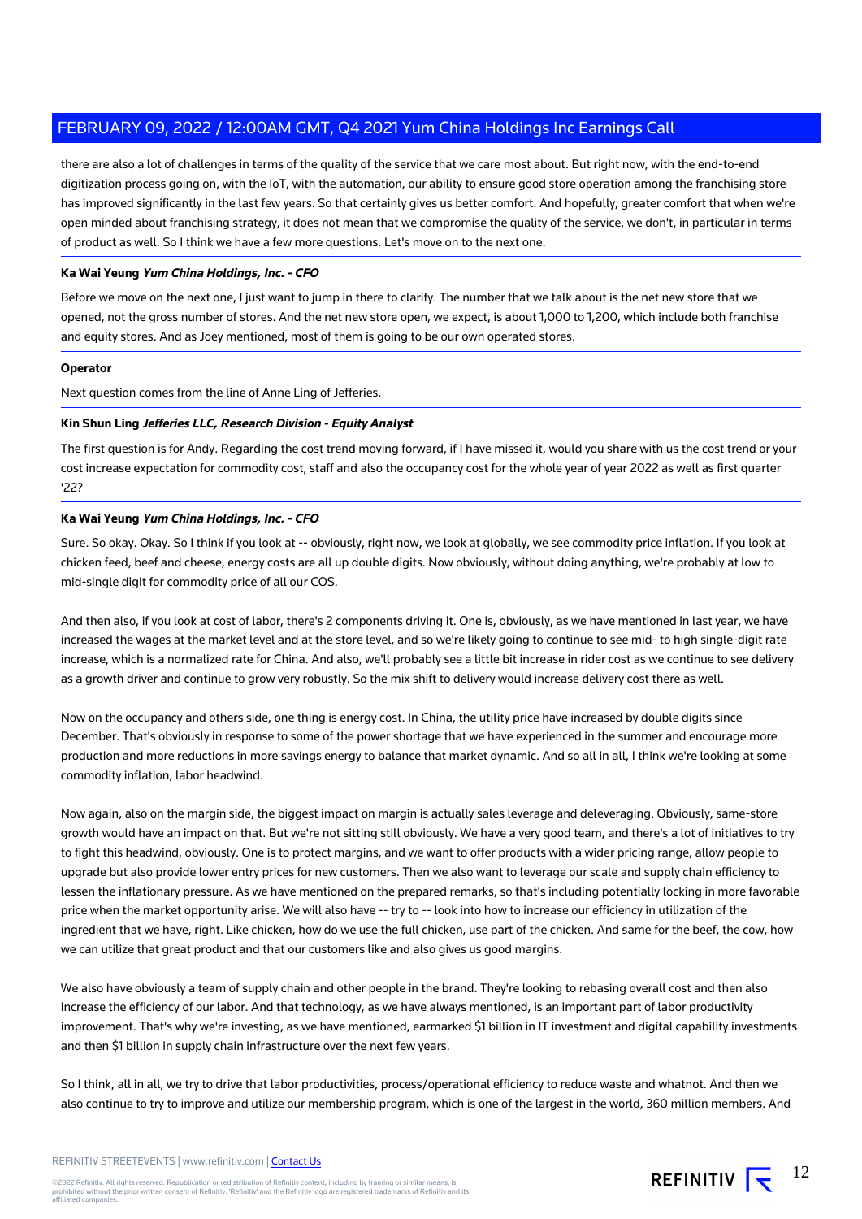there are also a lot of challenges in terms of the quality of the service that we care most about. But right now, with the end-to-end digitization process going on, with the IoT, with the automation, our ability to ensure good store operation among the franchising store has improved significantly in the last few years. So that certainly gives us better comfort. And hopefully, greater comfort that when we're open minded about franchising strategy, it does not mean that we compromise the quality of the service, we don't, in particular in terms of product as well. So I think we have a few more questions. Let's move on to the next one.

---

**Ka Wai Yeung** ***Yum China Holdings, Inc. - CFO***

Before we move on the next one, I just want to jump in there to clarify. The number that we talk about is the net new store that we opened, not the gross number of stores. And the net new store open, we expect, is about 1,000 to 1,200, which include both franchise and equity stores. And as Joey mentioned, most of them is going to be our own operated stores.

---

**Operator**

Next question comes from the line of Anne Ling of Jefferies.

---

**Kin Shun Ling** ***Jefferies LLC, Research Division - Equity Analyst***

The first question is for Andy. Regarding the cost trend moving forward, if I have missed it, would you share with us the cost trend or your cost increase expectation for commodity cost, staff and also the occupancy cost for the whole year of year 2022 as well as first quarter '22?

---

**Ka Wai Yeung** ***Yum China Holdings, Inc. - CFO***

Sure. So okay. Okay. So I think if you look at -- obviously, right now, we look at globally, we see commodity price inflation. If you look at chicken feed, beef and cheese, energy costs are all up double digits. Now obviously, without doing anything, we're probably at low to mid-single digit for commodity price of all our COS.

And then also, if you look at cost of labor, there's 2 components driving it. One is, obviously, as we have mentioned in last year, we have increased the wages at the market level and at the store level, and so we're likely going to continue to see mid- to high single-digit rate increase, which is a normalized rate for China. And also, we'll probably see a little bit increase in rider cost as we continue to see delivery as a growth driver and continue to grow very robustly. So the mix shift to delivery would increase delivery cost there as well.

Now on the occupancy and others side, one thing is energy cost. In China, the utility price have increased by double digits since December. That's obviously in response to some of the power shortage that we have experienced in the summer and encourage more production and more reductions in more savings energy to balance that market dynamic. And so all in all, I think we're looking at some commodity inflation, labor headwind.

Now again, also on the margin side, the biggest impact on margin is actually sales leverage and deleveraging. Obviously, same-store growth would have an impact on that. But we're not sitting still obviously. We have a very good team, and there's a lot of initiatives to try to fight this headwind, obviously. One is to protect margins, and we want to offer products with a wider pricing range, allow people to upgrade but also provide lower entry prices for new customers. Then we also want to leverage our scale and supply chain efficiency to lessen the inflationary pressure. As we have mentioned on the prepared remarks, so that's including potentially locking in more favorable price when the market opportunity arise. We will also have -- try to -- look into how to increase our efficiency in utilization of the ingredient that we have, right. Like chicken, how do we use the full chicken, use part of the chicken. And same for the beef, the cow, how we can utilize that great product and that our customers like and also gives us good margins.

We also have obviously a team of supply chain and other people in the brand. They're looking to rebasing overall cost and then also increase the efficiency of our labor. And that technology, as we have always mentioned, is an important part of labor productivity improvement. That's why we're investing, as we have mentioned, earmarked $1 billion in IT investment and digital capability investments and then $1 billion in supply chain infrastructure over the next few years.

So I think, all in all, we try to drive that labor productivities, process/operational efficiency to reduce waste and whatnot. And then we also continue to try to improve and utilize our membership program, which is one of the largest in the world, 360 million members. And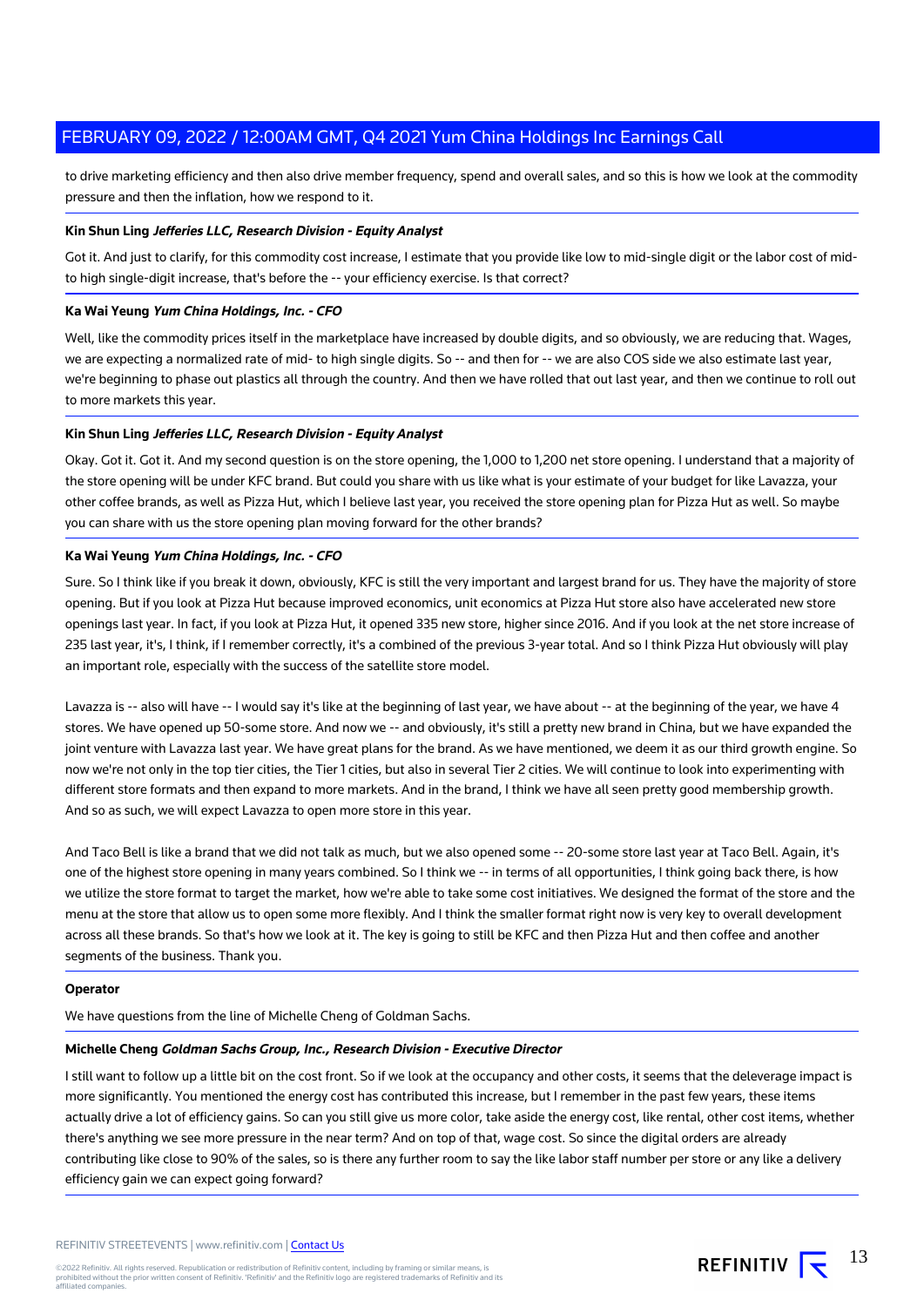to drive marketing efficiency and then also drive member frequency, spend and overall sales, and so this is how we look at the commodity pressure and then the inflation, how we respond to it.

**Kin Shun Ling** ***Jefferies LLC, Research Division - Equity Analyst***

Got it. And just to clarify, for this commodity cost increase, I estimate that you provide like low to mid-single digit or the labor cost of mid- to high single-digit increase, that's before the -- your efficiency exercise. Is that correct?

**Ka Wai Yeung** ***Yum China Holdings, Inc. - CFO***

Well, like the commodity prices itself in the marketplace have increased by double digits, and so obviously, we are reducing that. Wages, we are expecting a normalized rate of mid- to high single digits. So -- and then for -- we are also COS side we also estimate last year, we're beginning to phase out plastics all through the country. And then we have rolled that out last year, and then we continue to roll out to more markets this year.

**Kin Shun Ling** ***Jefferies LLC, Research Division - Equity Analyst***

Okay. Got it. Got it. And my second question is on the store opening, the 1,000 to 1,200 net store opening. I understand that a majority of the store opening will be under KFC brand. But could you share with us like what is your estimate of your budget for like Lavazza, your other coffee brands, as well as Pizza Hut, which I believe last year, you received the store opening plan for Pizza Hut as well. So maybe you can share with us the store opening plan moving forward for the other brands?

**Ka Wai Yeung** ***Yum China Holdings, Inc. - CFO***

Sure. So I think like if you break it down, obviously, KFC is still the very important and largest brand for us. They have the majority of store opening. But if you look at Pizza Hut because improved economics, unit economics at Pizza Hut store also have accelerated new store openings last year. In fact, if you look at Pizza Hut, it opened 335 new store, higher since 2016. And if you look at the net store increase of 235 last year, it's, I think, if I remember correctly, it's a combined of the previous 3-year total. And so I think Pizza Hut obviously will play an important role, especially with the success of the satellite store model.

Lavazza is -- also will have -- I would say it's like at the beginning of last year, we have about -- at the beginning of the year, we have 4 stores. We have opened up 50-some store. And now we -- and obviously, it's still a pretty new brand in China, but we have expanded the joint venture with Lavazza last year. We have great plans for the brand. As we have mentioned, we deem it as our third growth engine. So now we're not only in the top tier cities, the Tier 1 cities, but also in several Tier 2 cities. We will continue to look into experimenting with different store formats and then expand to more markets. And in the brand, I think we have all seen pretty good membership growth. And so as such, we will expect Lavazza to open more store in this year.

And Taco Bell is like a brand that we did not talk as much, but we also opened some -- 20-some store last year at Taco Bell. Again, it's one of the highest store opening in many years combined. So I think we -- in terms of all opportunities, I think going back there, is how we utilize the store format to target the market, how we're able to take some cost initiatives. We designed the format of the store and the menu at the store that allow us to open some more flexibly. And I think the smaller format right now is very key to overall development across all these brands. So that's how we look at it. The key is going to still be KFC and then Pizza Hut and then coffee and another segments of the business. Thank you.

**Operator**

We have questions from the line of Michelle Cheng of Goldman Sachs.

**Michelle Cheng** ***Goldman Sachs Group, Inc., Research Division - Executive Director***

I still want to follow up a little bit on the cost front. So if we look at the occupancy and other costs, it seems that the deleverage impact is more significantly. You mentioned the energy cost has contributed this increase, but I remember in the past few years, these items actually drive a lot of efficiency gains. So can you still give us more color, take aside the energy cost, like rental, other cost items, whether there's anything we see more pressure in the near term? And on top of that, wage cost. So since the digital orders are already contributing like close to 90% of the sales, so is there any further room to say the like labor staff number per store or any like a delivery efficiency gain we can expect going forward?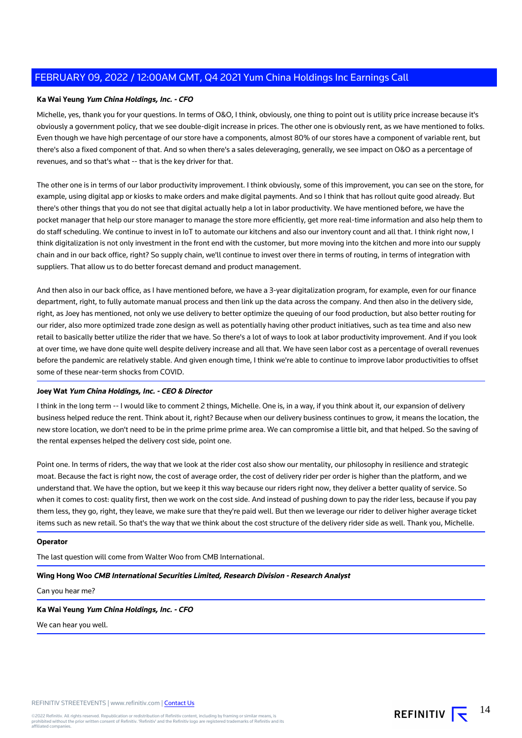**Ka Wai Yeung** ***Yum China Holdings, Inc. - CFO***

Michelle, yes, thank you for your questions. In terms of O&O, I think, obviously, one thing to point out is utility price increase because it's obviously a government policy, that we see double-digit increase in prices. The other one is obviously rent, as we have mentioned to folks. Even though we have high percentage of our store have a components, almost 80% of our stores have a component of variable rent, but there's also a fixed component of that. And so when there's a sales deleveraging, generally, we see impact on O&O as a percentage of revenues, and so that's what -- that is the key driver for that.

The other one is in terms of our labor productivity improvement. I think obviously, some of this improvement, you can see on the store, for example, using digital app or kiosks to make orders and make digital payments. And so I think that has rollout quite good already. But there's other things that you do not see that digital actually help a lot in labor productivity. We have mentioned before, we have the pocket manager that help our store manager to manage the store more efficiently, get more real-time information and also help them to do staff scheduling. We continue to invest in IoT to automate our kitchens and also our inventory count and all that. I think right now, I think digitalization is not only investment in the front end with the customer, but more moving into the kitchen and more into our supply chain and in our back office, right? So supply chain, we'll continue to invest over there in terms of routing, in terms of integration with suppliers. That allow us to do better forecast demand and product management.

And then also in our back office, as I have mentioned before, we have a 3-year digitalization program, for example, even for our finance department, right, to fully automate manual process and then link up the data across the company. And then also in the delivery side, right, as Joey has mentioned, not only we use delivery to better optimize the queuing of our food production, but also better routing for our rider, also more optimized trade zone design as well as potentially having other product initiatives, such as tea time and also new retail to basically better utilize the rider that we have. So there's a lot of ways to look at labor productivity improvement. And if you look at over time, we have done quite well despite delivery increase and all that. We have seen labor cost as a percentage of overall revenues before the pandemic are relatively stable. And given enough time, I think we're able to continue to improve labor productivities to offset some of these near-term shocks from COVID.

**Joey Wat** ***Yum China Holdings, Inc. - CEO & Director***

I think in the long term -- I would like to comment 2 things, Michelle. One is, in a way, if you think about it, our expansion of delivery business helped reduce the rent. Think about it, right? Because when our delivery business continues to grow, it means the location, the new store location, we don't need to be in the prime prime prime area. We can compromise a little bit, and that helped. So the saving of the rental expenses helped the delivery cost side, point one.

Point one. In terms of riders, the way that we look at the rider cost also show our mentality, our philosophy in resilience and strategic moat. Because the fact is right now, the cost of average order, the cost of delivery rider per order is higher than the platform, and we understand that. We have the option, but we keep it this way because our riders right now, they deliver a better quality of service. So when it comes to cost: quality first, then we work on the cost side. And instead of pushing down to pay the rider less, because if you pay them less, they go, right, they leave, we make sure that they're paid well. But then we leverage our rider to deliver higher average ticket items such as new retail. So that's the way that we think about the cost structure of the delivery rider side as well. Thank you, Michelle.

**Operator**

The last question will come from Walter Woo from CMB International.

**Wing Hong Woo** ***CMB International Securities Limited, Research Division - Research Analyst***

Can you hear me?

**Ka Wai Yeung** ***Yum China Holdings, Inc. - CFO***

We can hear you well.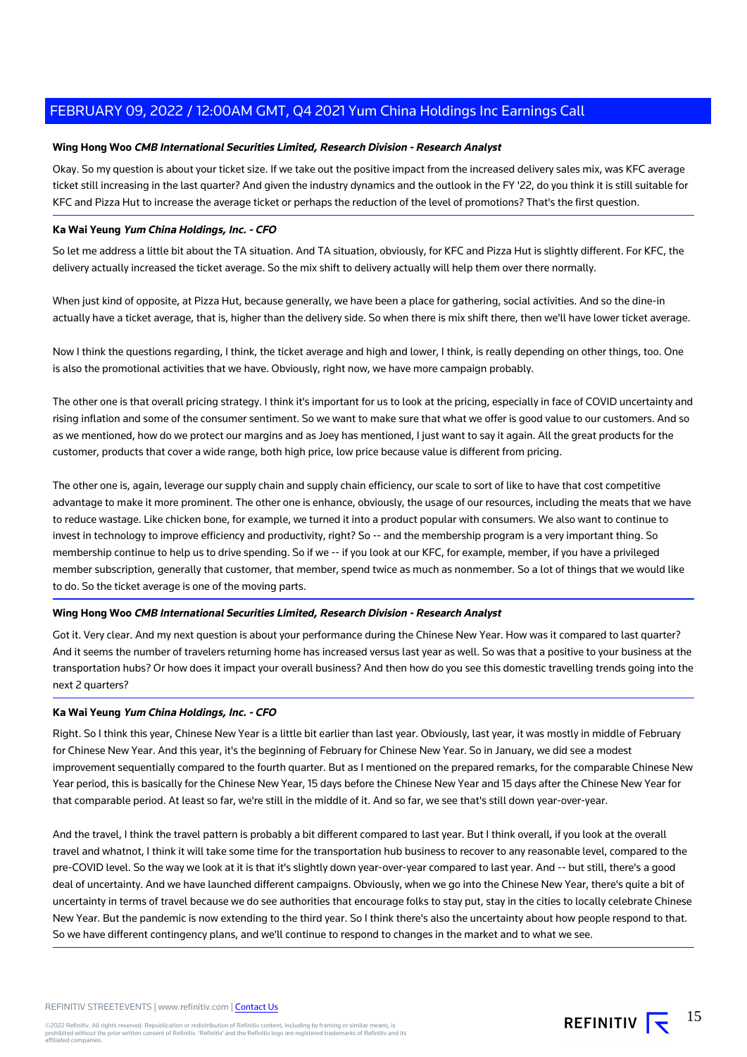**Wing Hong Woo** ***CMB International Securities Limited, Research Division - Research Analyst***

Okay. So my question is about your ticket size. If we take out the positive impact from the increased delivery sales mix, was KFC average ticket still increasing in the last quarter? And given the industry dynamics and the outlook in the FY '22, do you think it is still suitable for KFC and Pizza Hut to increase the average ticket or perhaps the reduction of the level of promotions? That's the first question.

**Ka Wai Yeung** ***Yum China Holdings, Inc. - CFO***

So let me address a little bit about the TA situation. And TA situation, obviously, for KFC and Pizza Hut is slightly different. For KFC, the delivery actually increased the ticket average. So the mix shift to delivery actually will help them over there normally.

When just kind of opposite, at Pizza Hut, because generally, we have been a place for gathering, social activities. And so the dine-in actually have a ticket average, that is, higher than the delivery side. So when there is mix shift there, then we'll have lower ticket average.

Now I think the questions regarding, I think, the ticket average and high and lower, I think, is really depending on other things, too. One is also the promotional activities that we have. Obviously, right now, we have more campaign probably.

The other one is that overall pricing strategy. I think it's important for us to look at the pricing, especially in face of COVID uncertainty and rising inflation and some of the consumer sentiment. So we want to make sure that what we offer is good value to our customers. And so as we mentioned, how do we protect our margins and as Joey has mentioned, I just want to say it again. All the great products for the customer, products that cover a wide range, both high price, low price because value is different from pricing.

The other one is, again, leverage our supply chain and supply chain efficiency, our scale to sort of like to have that cost competitive advantage to make it more prominent. The other one is enhance, obviously, the usage of our resources, including the meats that we have to reduce wastage. Like chicken bone, for example, we turned it into a product popular with consumers. We also want to continue to invest in technology to improve efficiency and productivity, right? So -- and the membership program is a very important thing. So membership continue to help us to drive spending. So if we -- if you look at our KFC, for example, member, if you have a privileged member subscription, generally that customer, that member, spend twice as much as nonmember. So a lot of things that we would like to do. So the ticket average is one of the moving parts.

**Wing Hong Woo** ***CMB International Securities Limited, Research Division - Research Analyst***

Got it. Very clear. And my next question is about your performance during the Chinese New Year. How was it compared to last quarter? And it seems the number of travelers returning home has increased versus last year as well. So was that a positive to your business at the transportation hubs? Or how does it impact your overall business? And then how do you see this domestic travelling trends going into the next 2 quarters?

**Ka Wai Yeung** ***Yum China Holdings, Inc. - CFO***

Right. So I think this year, Chinese New Year is a little bit earlier than last year. Obviously, last year, it was mostly in middle of February for Chinese New Year. And this year, it's the beginning of February for Chinese New Year. So in January, we did see a modest improvement sequentially compared to the fourth quarter. But as I mentioned on the prepared remarks, for the comparable Chinese New Year period, this is basically for the Chinese New Year, 15 days before the Chinese New Year and 15 days after the Chinese New Year for that comparable period. At least so far, we're still in the middle of it. And so far, we see that's still down year-over-year.

And the travel, I think the travel pattern is probably a bit different compared to last year. But I think overall, if you look at the overall travel and whatnot, I think it will take some time for the transportation hub business to recover to any reasonable level, compared to the pre-COVID level. So the way we look at it is that it's slightly down year-over-year compared to last year. And -- but still, there's a good deal of uncertainty. And we have launched different campaigns. Obviously, when we go into the Chinese New Year, there's quite a bit of uncertainty in terms of travel because we do see authorities that encourage folks to stay put, stay in the cities to locally celebrate Chinese New Year. But the pandemic is now extending to the third year. So I think there's also the uncertainty about how people respond to that. So we have different contingency plans, and we'll continue to respond to changes in the market and to what we see.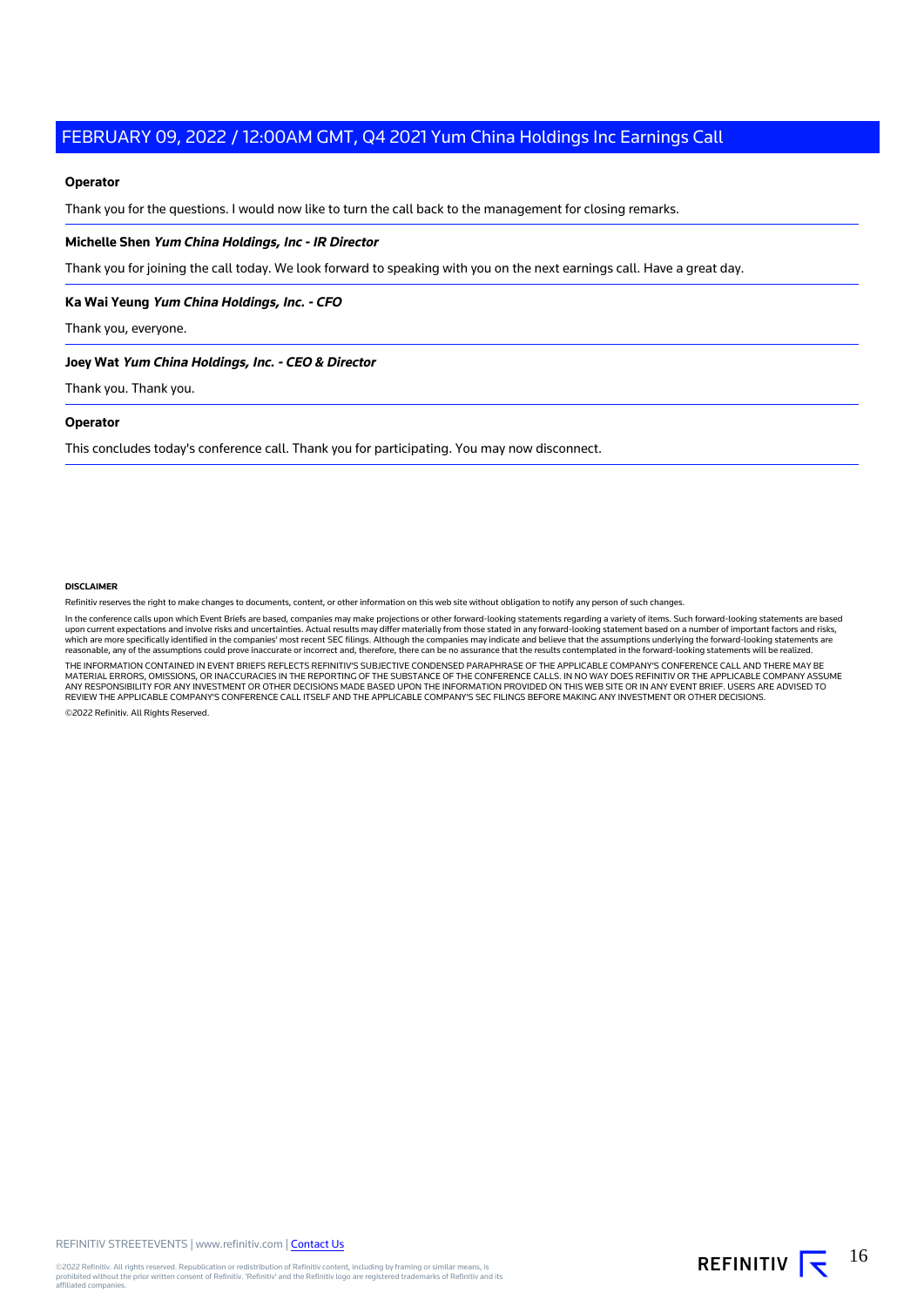**Operator**

Thank you for the questions. I would now like to turn the call back to the management for closing remarks.

---

**Michelle Shen** ***Yum China Holdings, Inc - IR Director***

Thank you for joining the call today. We look forward to speaking with you on the next earnings call. Have a great day.

---

**Ka Wai Yeung** ***Yum China Holdings, Inc. - CFO***

Thank you, everyone.

---

**Joey Wat** ***Yum China Holdings, Inc. - CEO & Director***

Thank you. Thank you.

---

**Operator**

This concludes today's conference call. Thank you for participating. You may now disconnect.

---

**DISCLAIMER**

Refinitiv reserves the right to make changes to documents, content, or other information on this web site without obligation to notify any person of such changes.

In the conference calls upon which Event Briefs are based, companies may make projections or other forward-looking statements regarding a variety of items. Such forward-looking statements are based upon current expectations and involve risks and uncertainties. Actual results may differ materially from those stated in any forward-looking statement based on a number of important factors and risks, which are more specifically identified in the companies' most recent SEC filings. Although the companies may indicate and believe that the assumptions underlying the forward-looking statements are reasonable, any of the assumptions could prove inaccurate or incorrect and, therefore, there can be no assurance that the results contemplated in the forward-looking statements will be realized.

THE INFORMATION CONTAINED IN EVENT BRIEFS REFLECTS REFINITIV'S SUBJECTIVE CONDENSED PARAPHRASE OF THE APPLICABLE COMPANY'S CONFERENCE CALL AND THERE MAY BE MATERIAL ERRORS, OMISSIONS, OR INACCURACIES IN THE REPORTING OF THE SUBSTANCE OF THE CONFERENCE CALLS. IN NO WAY DOES REFINITIV OR THE APPLICABLE COMPANY ASSUME ANY RESPONSIBILITY FOR ANY INVESTMENT OR OTHER DECISIONS MADE BASED UPON THE INFORMATION PROVIDED ON THIS WEB SITE OR IN ANY EVENT BRIEF. USERS ARE ADVISED TO REVIEW THE APPLICABLE COMPANY'S CONFERENCE CALL ITSELF AND THE APPLICABLE COMPANY'S SEC FILINGS BEFORE MAKING ANY INVESTMENT OR OTHER DECISIONS.

©2022 Refinitiv. All Rights Reserved.